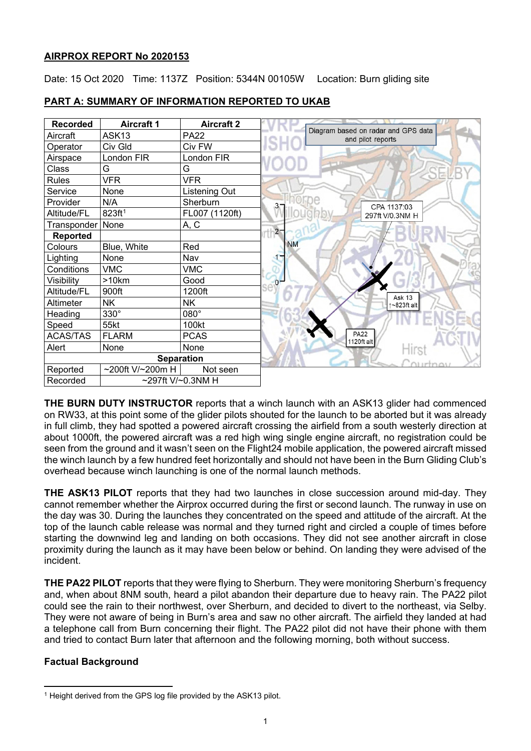**AIRPROX REPORT No 2020153**

Date: 15 Oct 2020 Time: 1137Z Position: 5344N 00105W Location: Burn gliding site

**PART A: SUMMARY OF INFORMATION REPORTED TO UKAB**

| Recorded | Aircraft 1 | Aircraft 2 |
|---|---|---|
| Aircraft | ASK13 | PA22 |
| Operator | Civ Gld | Civ FW |
| Airspace | London FIR | London FIR |
| Class | G | G |
| Rules | VFR | VFR |
| Service | None | Listening Out |
| Provider | N/A | Sherburn |
| Altitude/FL | 823ft[1] | FL007 (1120ft) |
| Transponder | None | A, C |
| **Reported** | | |
| Colours | Blue, White | Red |
| Lighting | None | Nav |
| Conditions | VMC | VMC |
| Visibility | >10km | Good |
| Altitude/FL | 900ft | 1200ft |
| Altimeter | NK | NK |
| Heading | 330° | 080° |
| Speed | 55kt | 100kt |
| ACAS/TAS | FLARM | PCAS |
| Alert | None | None |
| **Separation** | | |
| Reported | ~200ft V/~200m H | Not seen |
| Recorded | ~297ft V/~0.3NM H | |

Diagram based on radar and GPS data and pilot reports

CPA 1137:03 297ft V/0.3NM H

Ask 13 ↑~823ft alt

PA22 1120ft alt

**THE BURN DUTY INSTRUCTOR** reports that a winch launch with an ASK13 glider had commenced on RW33, at this point some of the glider pilots shouted for the launch to be aborted but it was already in full climb, they had spotted a powered aircraft crossing the airfield from a south westerly direction at about 1000ft, the powered aircraft was a red high wing single engine aircraft, no registration could be seen from the ground and it wasn't seen on the Flight24 mobile application, the powered aircraft missed the winch launch by a few hundred feet horizontally and should not have been in the Burn Gliding Club's overhead because winch launching is one of the normal launch methods.

**THE ASK13 PILOT** reports that they had two launches in close succession around mid-day. They cannot remember whether the Airprox occurred during the first or second launch. The runway in use on the day was 30. During the launches they concentrated on the speed and attitude of the aircraft. At the top of the launch cable release was normal and they turned right and circled a couple of times before starting the downwind leg and landing on both occasions. They did not see another aircraft in close proximity during the launch as it may have been below or behind. On landing they were advised of the incident.

**THE PA22 PILOT** reports that they were flying to Sherburn. They were monitoring Sherburn's frequency and, when about 8NM south, heard a pilot abandon their departure due to heavy rain. The PA22 pilot could see the rain to their northwest, over Sherburn, and decided to divert to the northeast, via Selby. They were not aware of being in Burn's area and saw no other aircraft. The airfield they landed at had a telephone call from Burn concerning their flight. The PA22 pilot did not have their phone with them and tried to contact Burn later that afternoon and the following morning, both without success.

**Factual Background**

[1] Height derived from the GPS log file provided by the ASK13 pilot.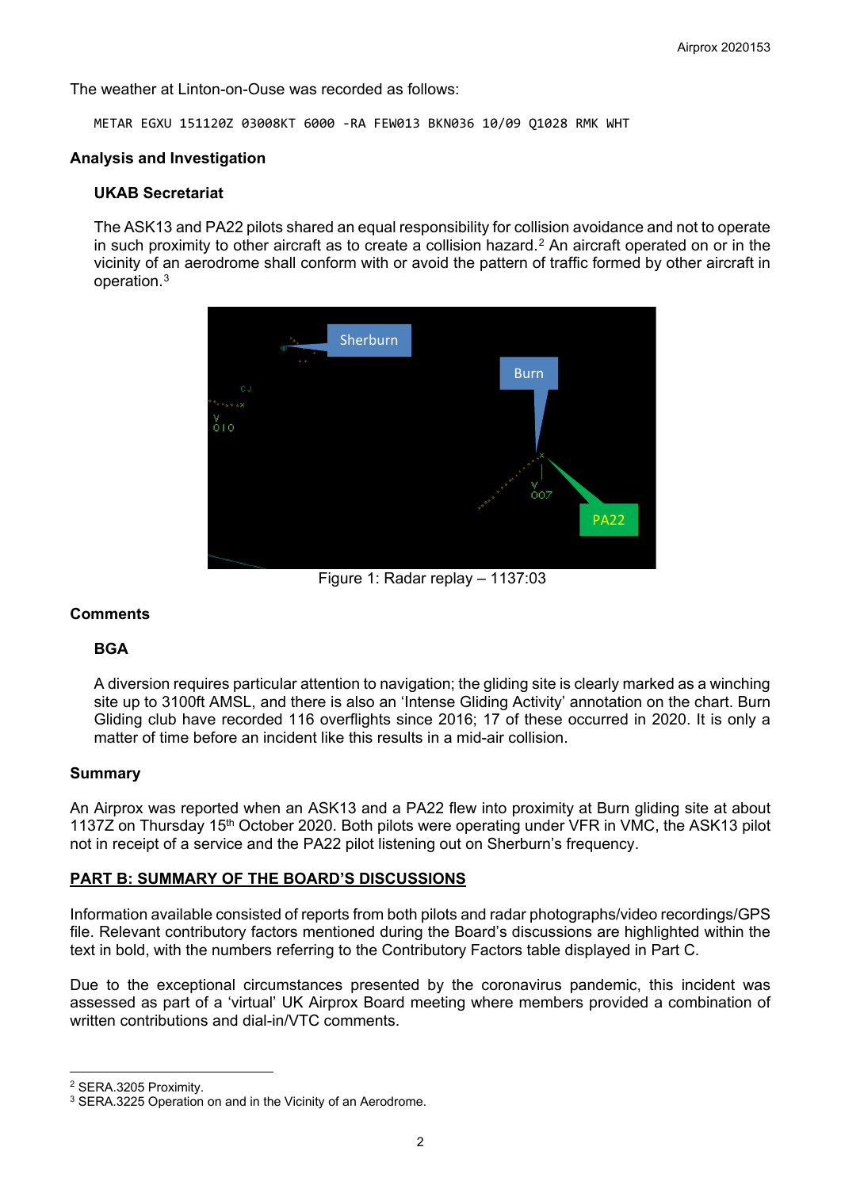The weather at Linton-on-Ouse was recorded as follows:

```
METAR EGXU 151120Z 03008KT 6000 -RA FEW013 BKN036 10/09 Q1028 RMK WHT
```

### Analysis and Investigation

#### UKAB Secretariat

The ASK13 and PA22 pilots shared an equal responsibility for collision avoidance and not to operate in such proximity to other aircraft as to create a collision hazard.[2] An aircraft operated on or in the vicinity of an aerodrome shall conform with or avoid the pattern of traffic formed by other aircraft in operation.[3]

Figure 1: Radar replay – 1137:03

### Comments

#### BGA

A diversion requires particular attention to navigation; the gliding site is clearly marked as a winching site up to 3100ft AMSL, and there is also an 'Intense Gliding Activity' annotation on the chart. Burn Gliding club have recorded 116 overflights since 2016; 17 of these occurred in 2020. It is only a matter of time before an incident like this results in a mid-air collision.

### Summary

An Airprox was reported when an ASK13 and a PA22 flew into proximity at Burn gliding site at about 1137Z on Thursday 15th October 2020. Both pilots were operating under VFR in VMC, the ASK13 pilot not in receipt of a service and the PA22 pilot listening out on Sherburn's frequency.

## PART B: SUMMARY OF THE BOARD'S DISCUSSIONS

Information available consisted of reports from both pilots and radar photographs/video recordings/GPS file. Relevant contributory factors mentioned during the Board's discussions are highlighted within the text in bold, with the numbers referring to the Contributory Factors table displayed in Part C.

Due to the exceptional circumstances presented by the coronavirus pandemic, this incident was assessed as part of a 'virtual' UK Airprox Board meeting where members provided a combination of written contributions and dial-in/VTC comments.

---

[2] SERA.3205 Proximity.

[3] SERA.3225 Operation on and in the Vicinity of an Aerodrome.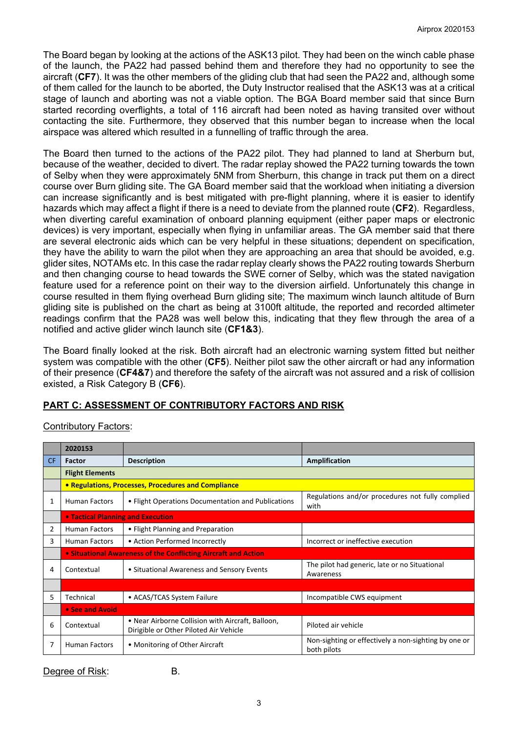The Board began by looking at the actions of the ASK13 pilot. They had been on the winch cable phase of the launch, the PA22 had passed behind them and therefore they had no opportunity to see the aircraft (**CF7**). It was the other members of the gliding club that had seen the PA22 and, although some of them called for the launch to be aborted, the Duty Instructor realised that the ASK13 was at a critical stage of launch and aborting was not a viable option. The BGA Board member said that since Burn started recording overflights, a total of 116 aircraft had been noted as having transited over without contacting the site. Furthermore, they observed that this number began to increase when the local airspace was altered which resulted in a funnelling of traffic through the area.

The Board then turned to the actions of the PA22 pilot. They had planned to land at Sherburn but, because of the weather, decided to divert. The radar replay showed the PA22 turning towards the town of Selby when they were approximately 5NM from Sherburn, this change in track put them on a direct course over Burn gliding site. The GA Board member said that the workload when initiating a diversion can increase significantly and is best mitigated with pre-flight planning, where it is easier to identify hazards which may affect a flight if there is a need to deviate from the planned route (**CF2**). Regardless, when diverting careful examination of onboard planning equipment (either paper maps or electronic devices) is very important, especially when flying in unfamiliar areas. The GA member said that there are several electronic aids which can be very helpful in these situations; dependent on specification, they have the ability to warn the pilot when they are approaching an area that should be avoided, e.g. glider sites, NOTAMs etc. In this case the radar replay clearly shows the PA22 routing towards Sherburn and then changing course to head towards the SWE corner of Selby, which was the stated navigation feature used for a reference point on their way to the diversion airfield. Unfortunately this change in course resulted in them flying overhead Burn gliding site; The maximum winch launch altitude of Burn gliding site is published on the chart as being at 3100ft altitude, the reported and recorded altimeter readings confirm that the PA28 was well below this, indicating that they flew through the area of a notified and active glider winch launch site (**CF1&3**).

The Board finally looked at the risk. Both aircraft had an electronic warning system fitted but neither system was compatible with the other (**CF5**). Neither pilot saw the other aircraft or had any information of their presence (**CF4&7**) and therefore the safety of the aircraft was not assured and a risk of collision existed, a Risk Category B (**CF6**).

## PART C: ASSESSMENT OF CONTRIBUTORY FACTORS AND RISK

Contributory Factors:

| | 2020153 | | |
|---|---|---|---|
| CF | Factor | Description | Amplification |
| | **Flight Elements** | | |
| | **• Regulations, Processes, Procedures and Compliance** | | |
| 1 | Human Factors | • Flight Operations Documentation and Publications | Regulations and/or procedures not fully complied with |
| | **• Tactical Planning and Execution** | | |
| 2 | Human Factors | • Flight Planning and Preparation | |
| 3 | Human Factors | • Action Performed Incorrectly | Incorrect or ineffective execution |
| | **• Situational Awareness of the Conflicting Aircraft and Action** | | |
| 4 | Contextual | • Situational Awareness and Sensory Events | The pilot had generic, late or no Situational Awareness |
| | | | |
| 5 | Technical | • ACAS/TCAS System Failure | Incompatible CWS equipment |
| | **• See and Avoid** | | |
| 6 | Contextual | • Near Airborne Collision with Aircraft, Balloon, Dirigible or Other Piloted Air Vehicle | Piloted air vehicle |
| 7 | Human Factors | • Monitoring of Other Aircraft | Non-sighting or effectively a non-sighting by one or both pilots |

Degree of Risk: B.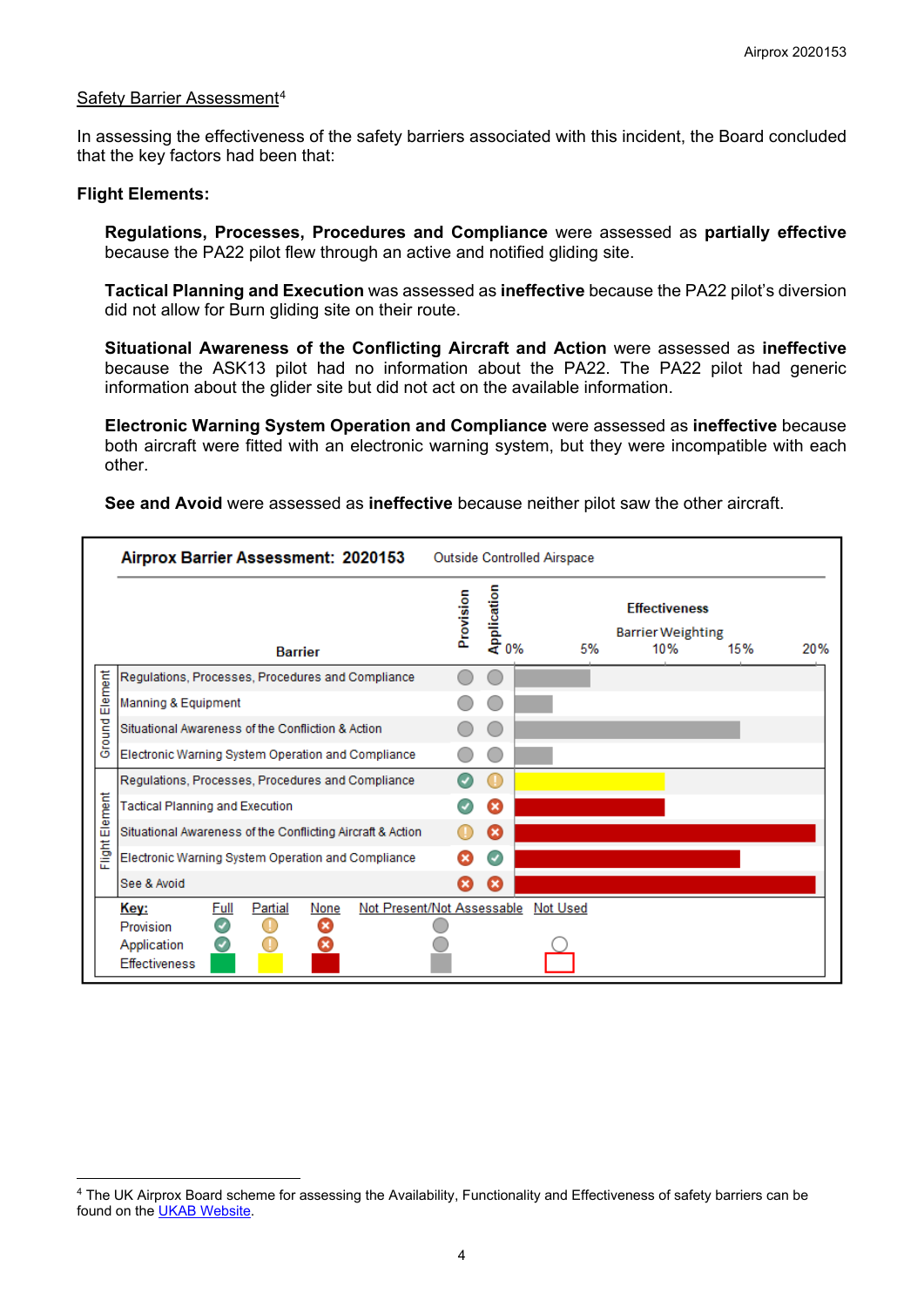Safety Barrier Assessment[4]

In assessing the effectiveness of the safety barriers associated with this incident, the Board concluded that the key factors had been that:

**Flight Elements:**

**Regulations, Processes, Procedures and Compliance** were assessed as **partially effective** because the PA22 pilot flew through an active and notified gliding site.

**Tactical Planning and Execution** was assessed as **ineffective** because the PA22 pilot's diversion did not allow for Burn gliding site on their route.

**Situational Awareness of the Conflicting Aircraft and Action** were assessed as **ineffective** because the ASK13 pilot had no information about the PA22. The PA22 pilot had generic information about the glider site but did not act on the available information.

**Electronic Warning System Operation and Compliance** were assessed as **ineffective** because both aircraft were fitted with an electronic warning system, but they were incompatible with each other.

**See and Avoid** were assessed as **ineffective** because neither pilot saw the other aircraft.

**Airprox Barrier Assessment: 2020153**   Outside Controlled Airspace

Barrier | Provision | Application | Effectiveness | Barrier Weighting | 0% | 5% | 10% | 15% | 20%

Ground Element
Regulations, Processes, Procedures and Compliance
Manning & Equipment
Situational Awareness of the Confliction & Action
Electronic Warning System Operation and Compliance

Flight Element
Regulations, Processes, Procedures and Compliance
Tactical Planning and Execution
Situational Awareness of the Conflicting Aircraft & Action
Electronic Warning System Operation and Compliance
See & Avoid

Key: Full | Partial | None | Not Present/Not Assessable | Not Used
Provision
Application
Effectiveness

[4] The UK Airprox Board scheme for assessing the Availability, Functionality and Effectiveness of safety barriers can be found on the UKAB Website.